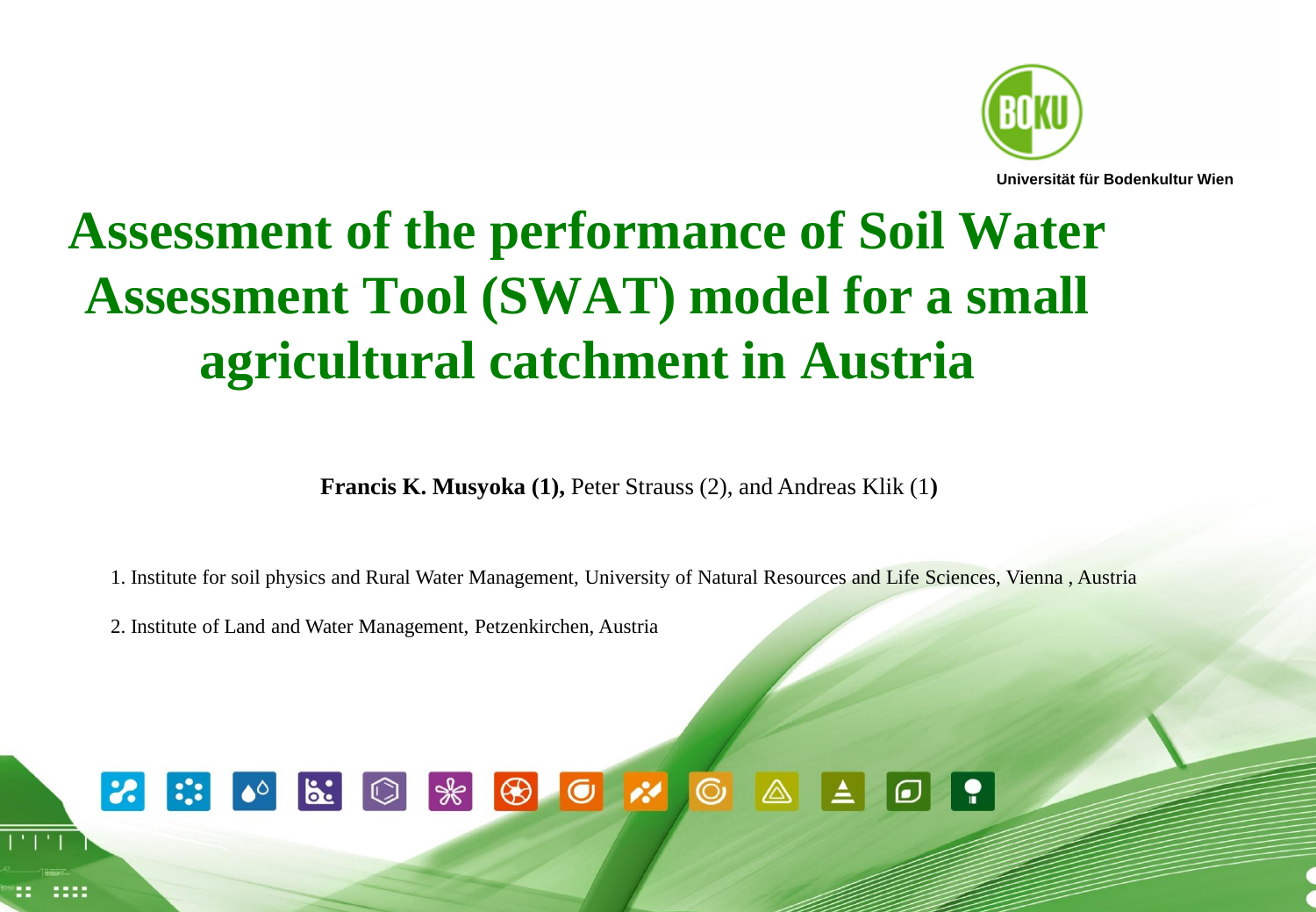Universität für Bodenkultur Wien

# Assessment of the performance of Soil Water Assessment Tool (SWAT) model for a small agricultural catchment in Austria

**Francis K. Musyoka (1),** Peter Strauss (2), and Andreas Klik (1**)**

1. Institute for soil physics and Rural Water Management, University of Natural Resources and Life Sciences, Vienna , Austria

2. Institute of Land and Water Management, Petzenkirchen, Austria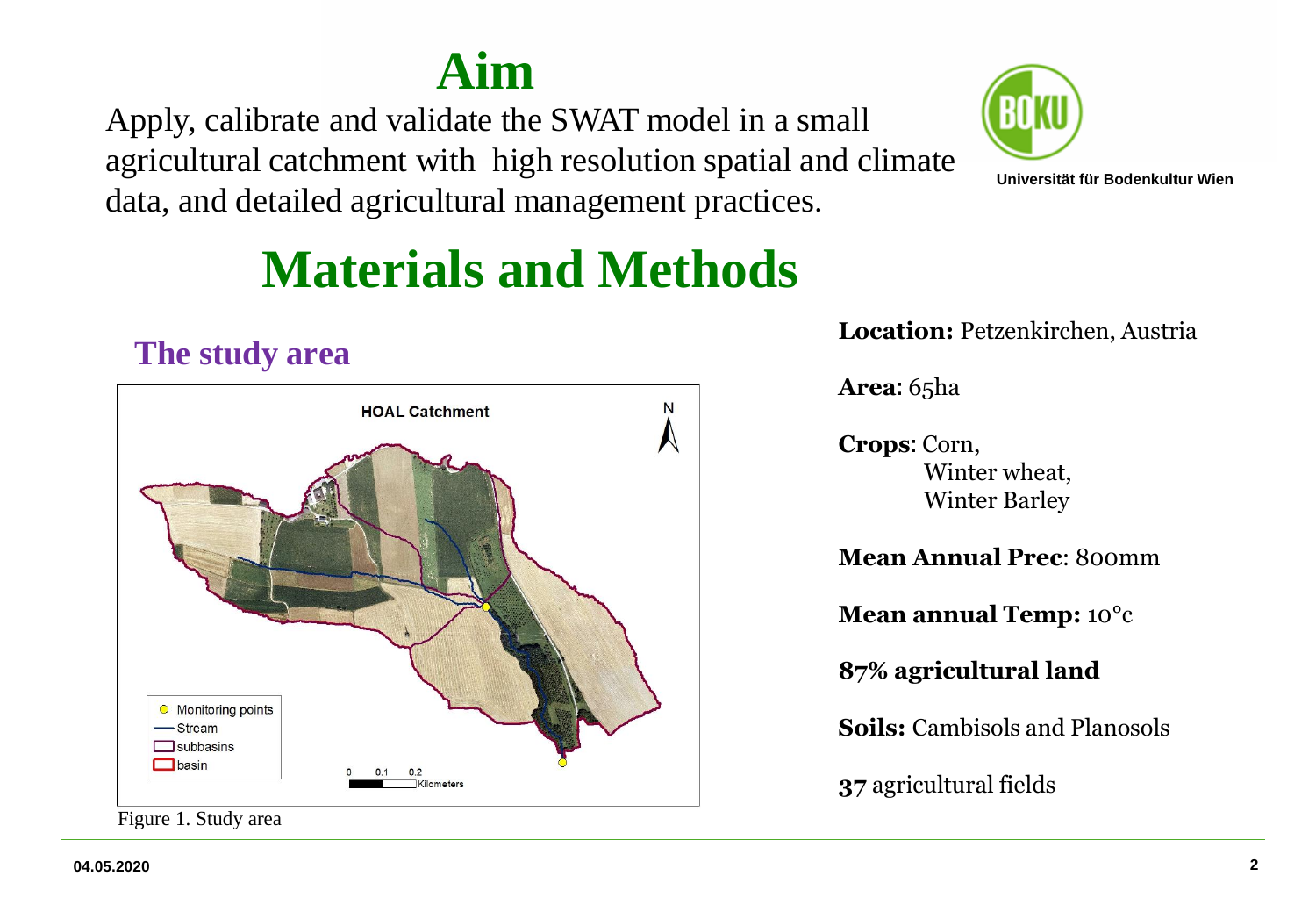# Aim

Apply, calibrate and validate the SWAT model in a small agricultural catchment with high resolution spatial and climate data, and detailed agricultural management practices.

Universität für Bodenkultur Wien

# Materials and Methods

## The study area

Figure 1. Study area

**Location:** Petzenkirchen, Austria

**Area**: 65ha

**Crops**: Corn,
Winter wheat,
Winter Barley

**Mean Annual Prec**: 800mm

**Mean annual Temp:** 10°c

**87% agricultural land**

**Soils:** Cambisols and Planosols

**37** agricultural fields

04.05.2020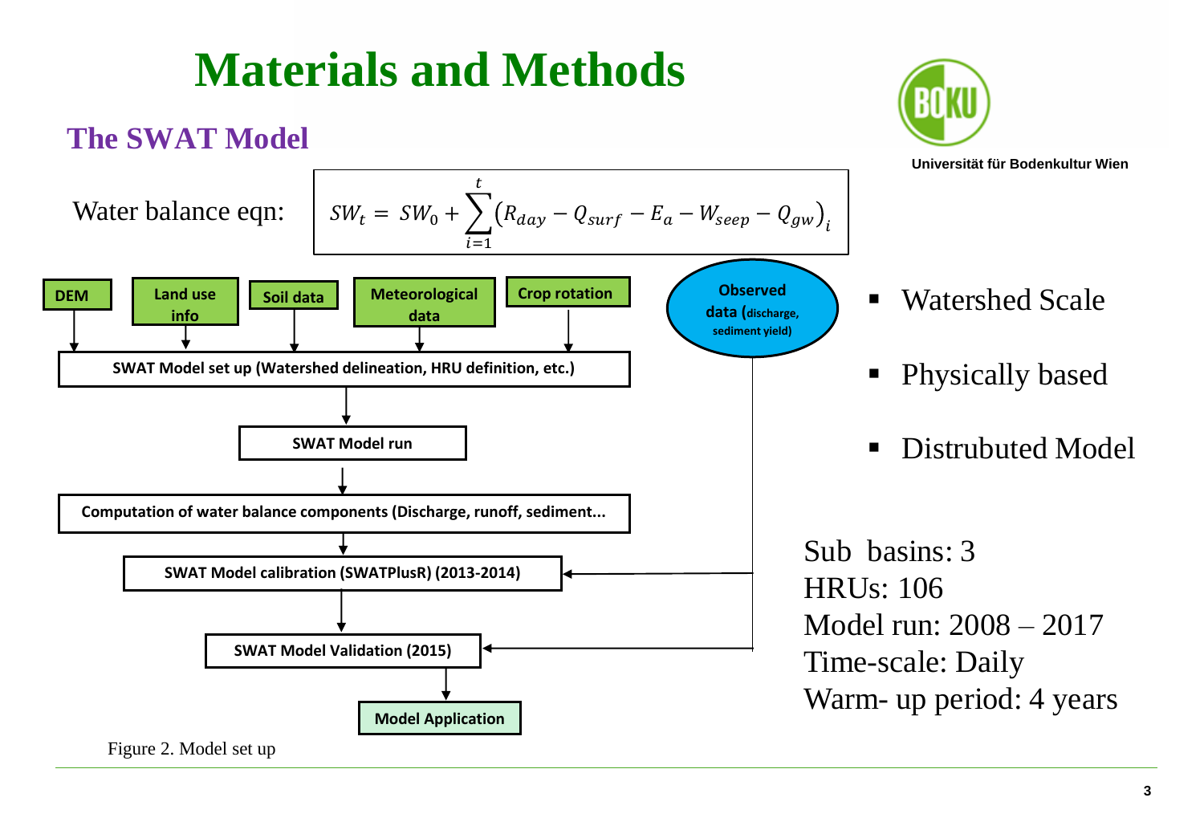# Materials and Methods

## The SWAT Model

Water balance eqn:

$$SW_t = SW_0 + \sum_{i=1}^{t} \left(R_{day} - Q_{surf} - E_a - W_{seep} - Q_{gw}\right)_i$$

**DEM** → **Land use info** → **Soil data** → **Meteorological data** → **Crop rotation**

**SWAT Model set up (Watershed delineation, HRU definition, etc.)**

**SWAT Model run**

**Computation of water balance components (Discharge, runoff, sediment...**

**SWAT Model calibration (SWATPlusR) (2013-2014)**

**SWAT Model Validation (2015)**

**Model Application**

**Observed data (discharge, sediment yield)**

Figure 2. Model set up

- Watershed Scale
- Physically based
- Distrubuted Model

Sub basins: 3
HRUs: 106
Model run: 2008 – 2017
Time-scale: Daily
Warm- up period: 4 years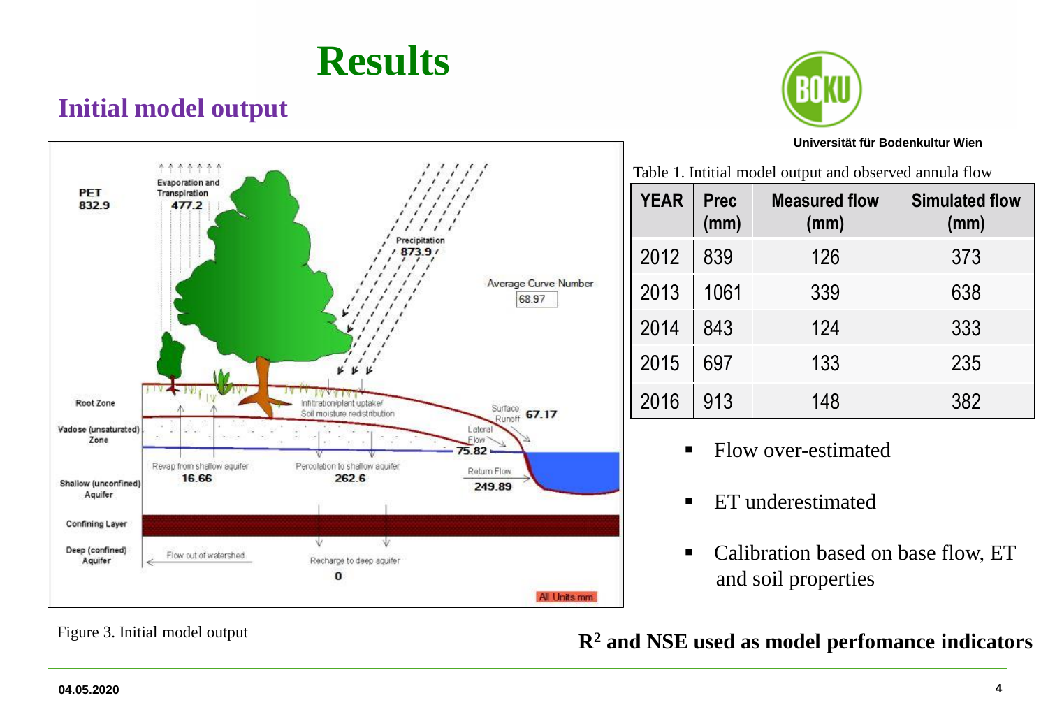# Results

## Initial model output

Figure 3. Initial model output

Table 1. Intitial model output and observed annula flow

| YEAR | Prec (mm) | Measured flow (mm) | Simulated flow (mm) |
|---|---|---|---|
| 2012 | 839 | 126 | 373 |
| 2013 | 1061 | 339 | 638 |
| 2014 | 843 | 124 | 333 |
| 2015 | 697 | 133 | 235 |
| 2016 | 913 | 148 | 382 |

- Flow over-estimated
- ET underestimated
- Calibration based on base flow, ET and soil properties

**$R^2$ and NSE used as model perfomance indicators**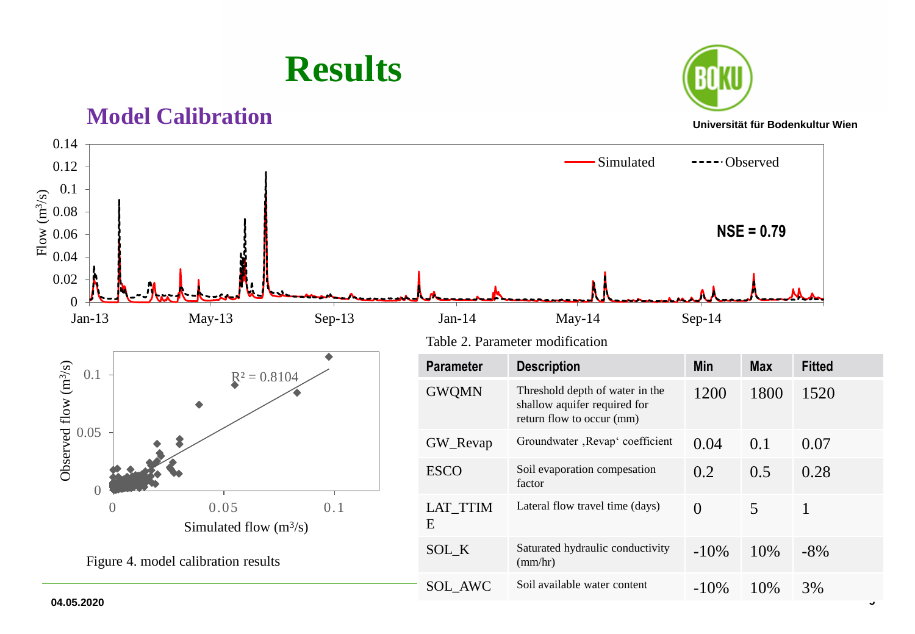# Results

## Model Calibration

Figure 4. model calibration results

Table 2. Parameter modification

| Parameter | Description | Min | Max | Fitted |
|---|---|---|---|---|
| GWQMN | Threshold depth of water in the shallow aquifer required for return flow to occur (mm) | 1200 | 1800 | 1520 |
| GW_Revap | Groundwater ‚Revap' coefficient | 0.04 | 0.1 | 0.07 |
| ESCO | Soil evaporation compesation factor | 0.2 | 0.5 | 0.28 |
| LAT_TTIME | Lateral flow travel time (days) | 0 | 5 | 1 |
| SOL_K | Saturated hydraulic conductivity (mm/hr) | -10% | 10% | -8% |
| SOL_AWC | Soil available water content | -10% | 10% | 3% |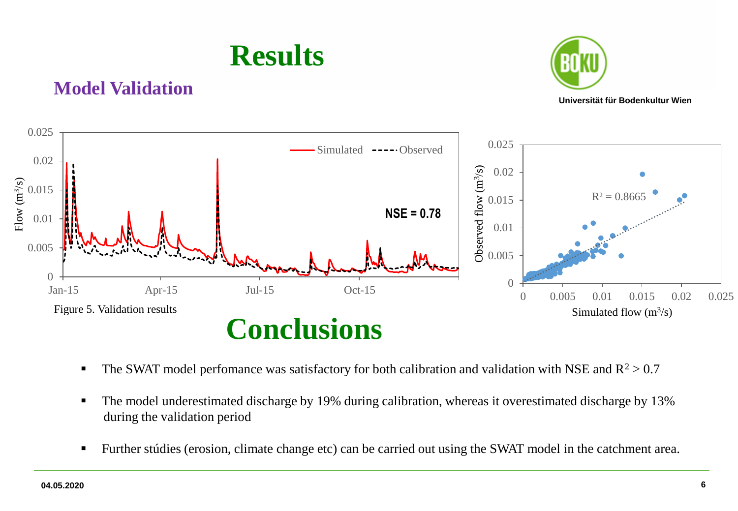# Results

## Model Validation

Universität für Bodenkultur Wien

0.025
0.02
0.015
0.01
0.005
0
Flow ($m^3$/s)
Jan-15
Apr-15
Jul-15
Oct-15
Simulated
Observed
NSE = 0.78

0.025
0.02
0.015
0.01
0.005
0
Observed flow ($m^3$/s)
0
0.005
0.01
0.015
0.02
0.025
Simulated flow ($m^3$/s)
$R^2 = 0.8665$

Figure 5. Validation results

# Conclusions

- The SWAT model perfomance was satisfactory for both calibration and validation with NSE and $R^2 > 0.7$
- The model underestimated discharge by 19% during calibration, whereas it overestimated discharge by 13% during the validation period
- Further stúdies (erosion, climate change etc) can be carried out using the SWAT model in the catchment area.

04.05.2020